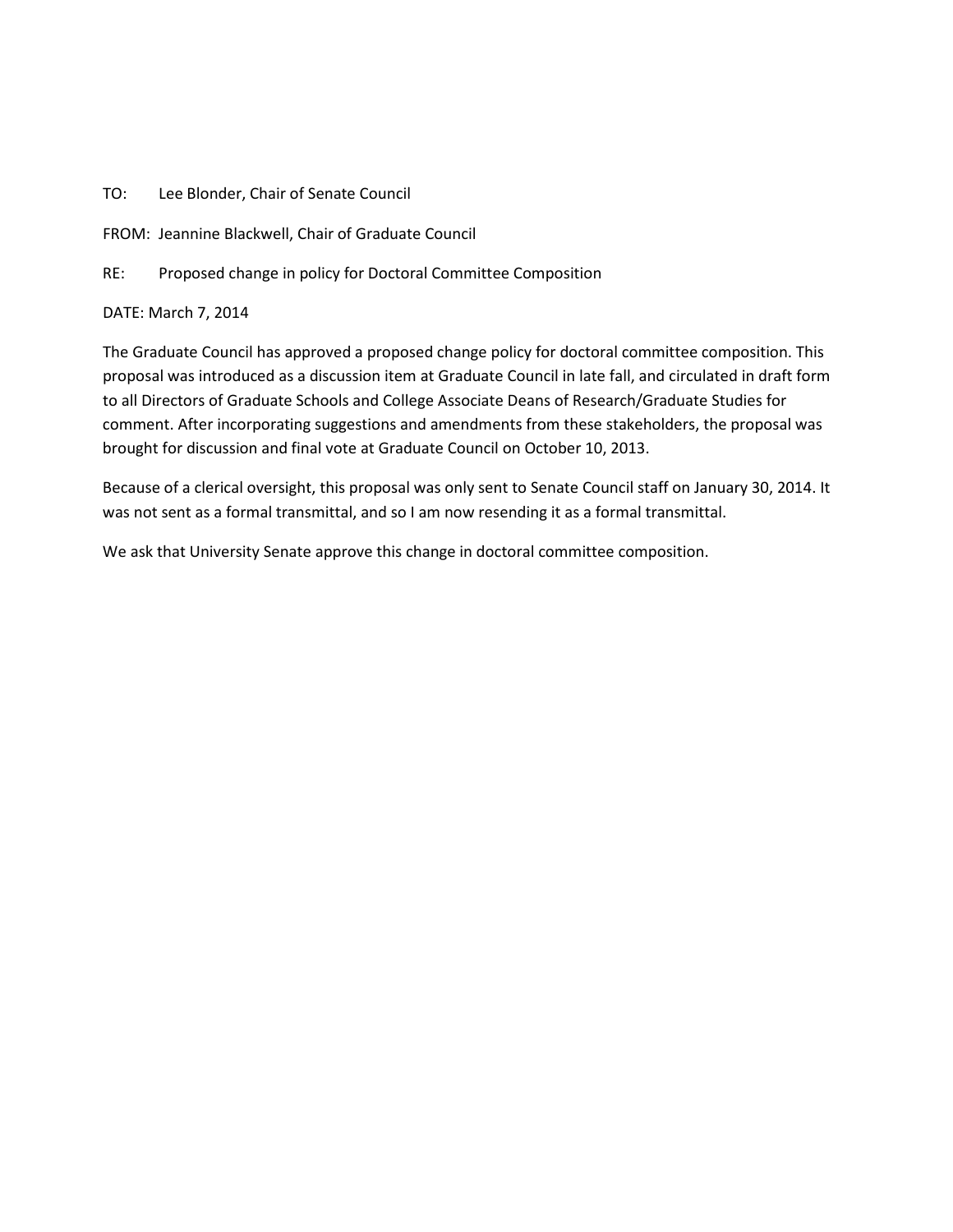TO: Lee Blonder, Chair of Senate Council

FROM: Jeannine Blackwell, Chair of Graduate Council

RE: Proposed change in policy for Doctoral Committee Composition

DATE: March 7, 2014

The Graduate Council has approved a proposed change policy for doctoral committee composition. This proposal was introduced as a discussion item at Graduate Council in late fall, and circulated in draft form to all Directors of Graduate Schools and College Associate Deans of Research/Graduate Studies for comment. After incorporating suggestions and amendments from these stakeholders, the proposal was brought for discussion and final vote at Graduate Council on October 10, 2013.

Because of a clerical oversight, this proposal was only sent to Senate Council staff on January 30, 2014. It was not sent as a formal transmittal, and so I am now resending it as a formal transmittal.

We ask that University Senate approve this change in doctoral committee composition.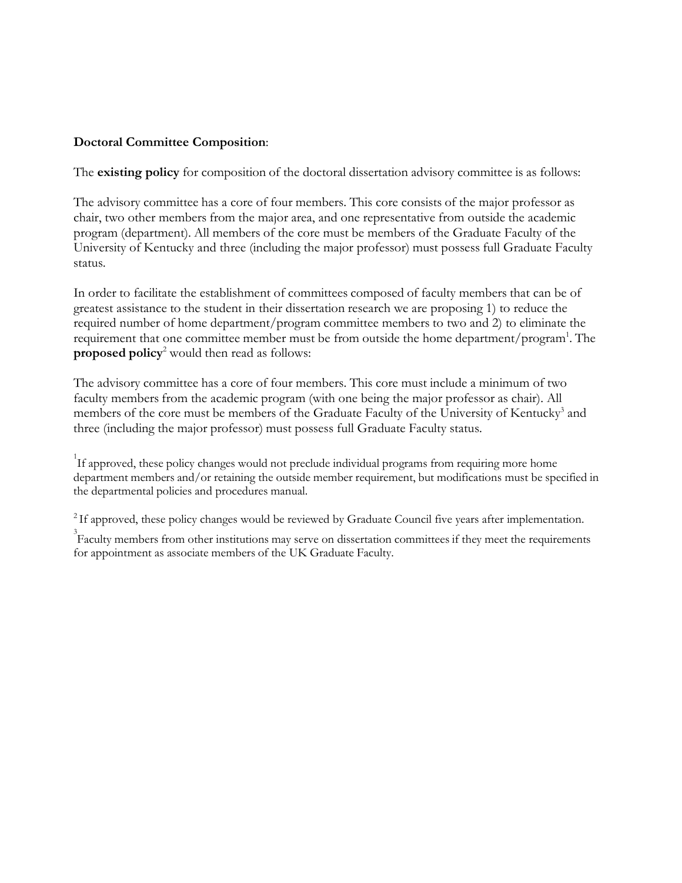**Doctoral Committee Composition**:

The **existing policy** for composition of the doctoral dissertation advisory committee is as follows:

The advisory committee has a core of four members. This core consists of the major professor as chair, two other members from the major area, and one representative from outside the academic program (department). All members of the core must be members of the Graduate Faculty of the University of Kentucky and three (including the major professor) must possess full Graduate Faculty status.

In order to facilitate the establishment of committees composed of faculty members that can be of greatest assistance to the student in their dissertation research we are proposing 1) to reduce the required number of home department/program committee members to two and 2) to eliminate the requirement that one committee member must be from outside the home department/program[1]. The **proposed policy**[2] would then read as follows:

The advisory committee has a core of four members. This core must include a minimum of two faculty members from the academic program (with one being the major professor as chair). All members of the core must be members of the Graduate Faculty of the University of Kentucky[3] and three (including the major professor) must possess full Graduate Faculty status.

[1] If approved, these policy changes would not preclude individual programs from requiring more home department members and/or retaining the outside member requirement, but modifications must be specified in the departmental policies and procedures manual.

[2] If approved, these policy changes would be reviewed by Graduate Council five years after implementation.

[3] Faculty members from other institutions may serve on dissertation committees if they meet the requirements for appointment as associate members of the UK Graduate Faculty.